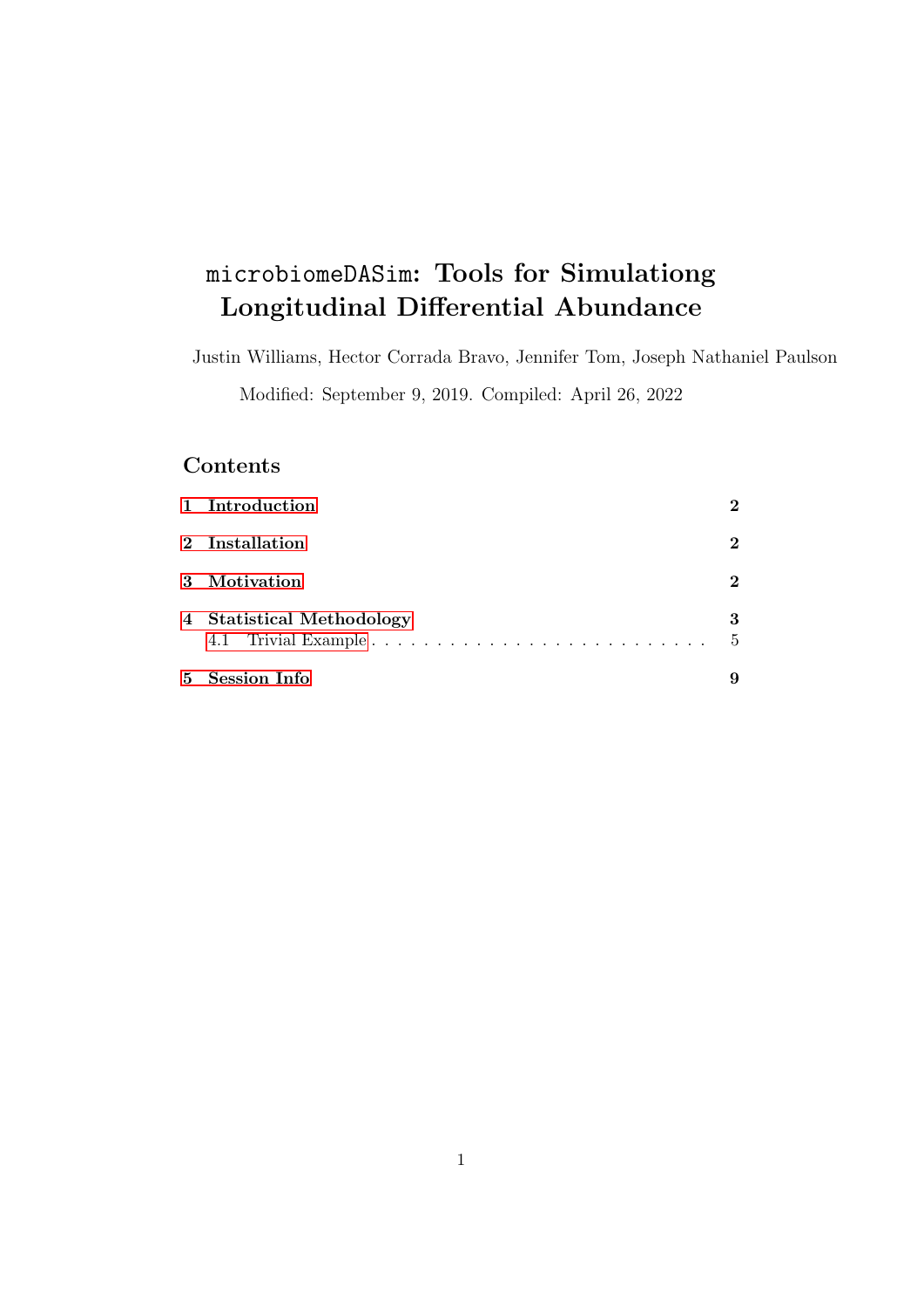# `microbiomeDASim`: Tools for Simulationg Longitudinal Differential Abundance

Justin Williams, Hector Corrada Bravo, Jennifer Tom, Joseph Nathaniel Paulson

Modified: September 9, 2019. Compiled: April 26, 2022

## Contents

1 Introduction ..... 2

2 Installation ..... 2

3 Motivation ..... 2

4 Statistical Methodology ..... 3
   4.1 Trivial Example ..... 5

5 Session Info ..... 9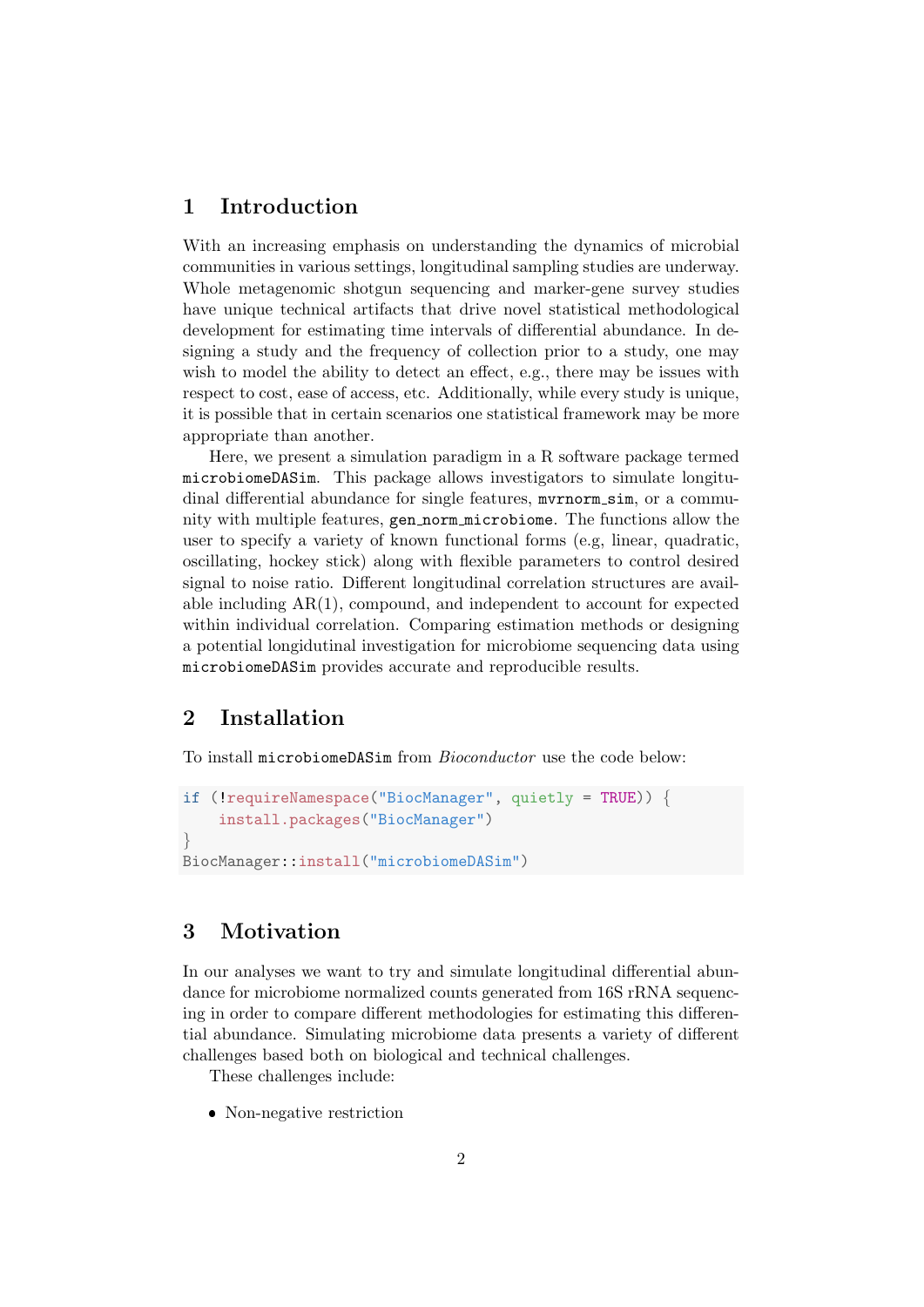# 1 Introduction

With an increasing emphasis on understanding the dynamics of microbial communities in various settings, longitudinal sampling studies are underway. Whole metagenomic shotgun sequencing and marker-gene survey studies have unique technical artifacts that drive novel statistical methodological development for estimating time intervals of differential abundance. In designing a study and the frequency of collection prior to a study, one may wish to model the ability to detect an effect, e.g., there may be issues with respect to cost, ease of access, etc. Additionally, while every study is unique, it is possible that in certain scenarios one statistical framework may be more appropriate than another.

Here, we present a simulation paradigm in a R software package termed `microbiomeDASim`. This package allows investigators to simulate longitudinal differential abundance for single features, `mvrnorm_sim`, or a community with multiple features, `gen_norm_microbiome`. The functions allow the user to specify a variety of known functional forms (e.g, linear, quadratic, oscillating, hockey stick) along with flexible parameters to control desired signal to noise ratio. Different longitudinal correlation structures are available including AR(1), compound, and independent to account for expected within individual correlation. Comparing estimation methods or designing a potential longidutinal investigation for microbiome sequencing data using `microbiomeDASim` provides accurate and reproducible results.

# 2 Installation

To install `microbiomeDASim` from *Bioconductor* use the code below:

```
if (!requireNamespace("BiocManager", quietly = TRUE)) {
    install.packages("BiocManager")
}
BiocManager::install("microbiomeDASim")
```

# 3 Motivation

In our analyses we want to try and simulate longitudinal differential abundance for microbiome normalized counts generated from 16S rRNA sequencing in order to compare different methodologies for estimating this differential abundance. Simulating microbiome data presents a variety of different challenges based both on biological and technical challenges.

These challenges include:

- Non-negative restriction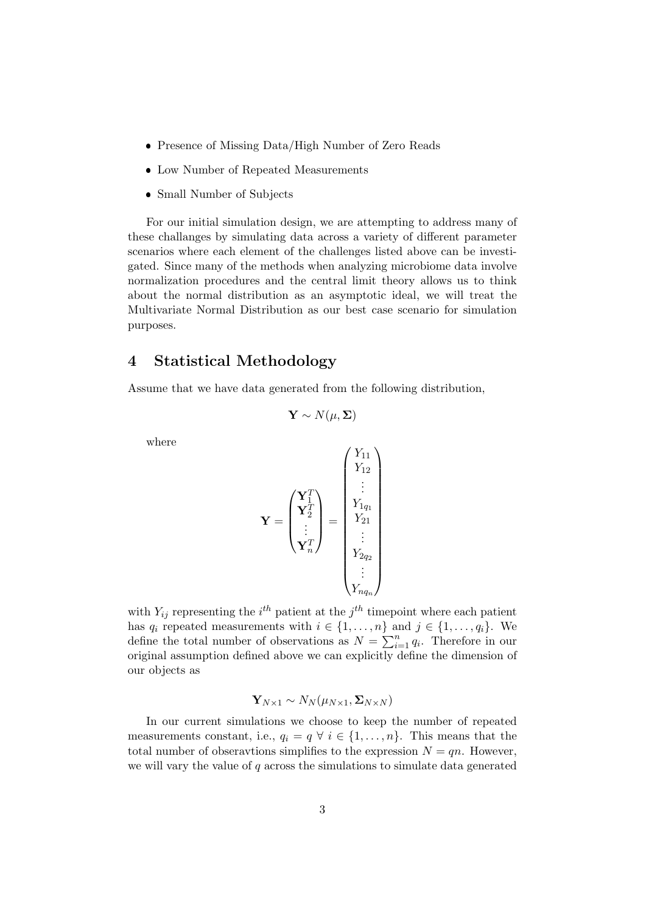- Presence of Missing Data/High Number of Zero Reads
- Low Number of Repeated Measurements
- Small Number of Subjects

For our initial simulation design, we are attempting to address many of these challanges by simulating data across a variety of different parameter scenarios where each element of the challenges listed above can be investigated. Since many of the methods when analyzing microbiome data involve normalization procedures and the central limit theory allows us to think about the normal distribution as an asymptotic ideal, we will treat the Multivariate Normal Distribution as our best case scenario for simulation purposes.

## 4 Statistical Methodology

Assume that we have data generated from the following distribution,

$$\mathbf{Y} \sim N(\mu, \mathbf{\Sigma})$$

where

$$\mathbf{Y} = \begin{pmatrix} \mathbf{Y}_1^T \\ \mathbf{Y}_2^T \\ \vdots \\ \mathbf{Y}_n^T \end{pmatrix} = \begin{pmatrix} Y_{11} \\ Y_{12} \\ \vdots \\ Y_{1q_1} \\ Y_{21} \\ \vdots \\ Y_{2q_2} \\ \vdots \\ Y_{nq_n} \end{pmatrix}$$

with $Y_{ij}$ representing the $i^{th}$ patient at the $j^{th}$ timepoint where each patient has $q_i$ repeated measurements with $i \in \{1, \ldots, n\}$ and $j \in \{1, \ldots, q_i\}$. We define the total number of observations as $N = \sum_{i=1}^{n} q_i$. Therefore in our original assumption defined above we can explicitly define the dimension of our objects as

$$\mathbf{Y}_{N \times 1} \sim N_N(\mu_{N \times 1}, \mathbf{\Sigma}_{N \times N})$$

In our current simulations we choose to keep the number of repeated measurements constant, i.e., $q_i = q \ \forall \ i \in \{1, \ldots, n\}$. This means that the total number of obseravtions simplifies to the expression $N = qn$. However, we will vary the value of $q$ across the simulations to simulate data generated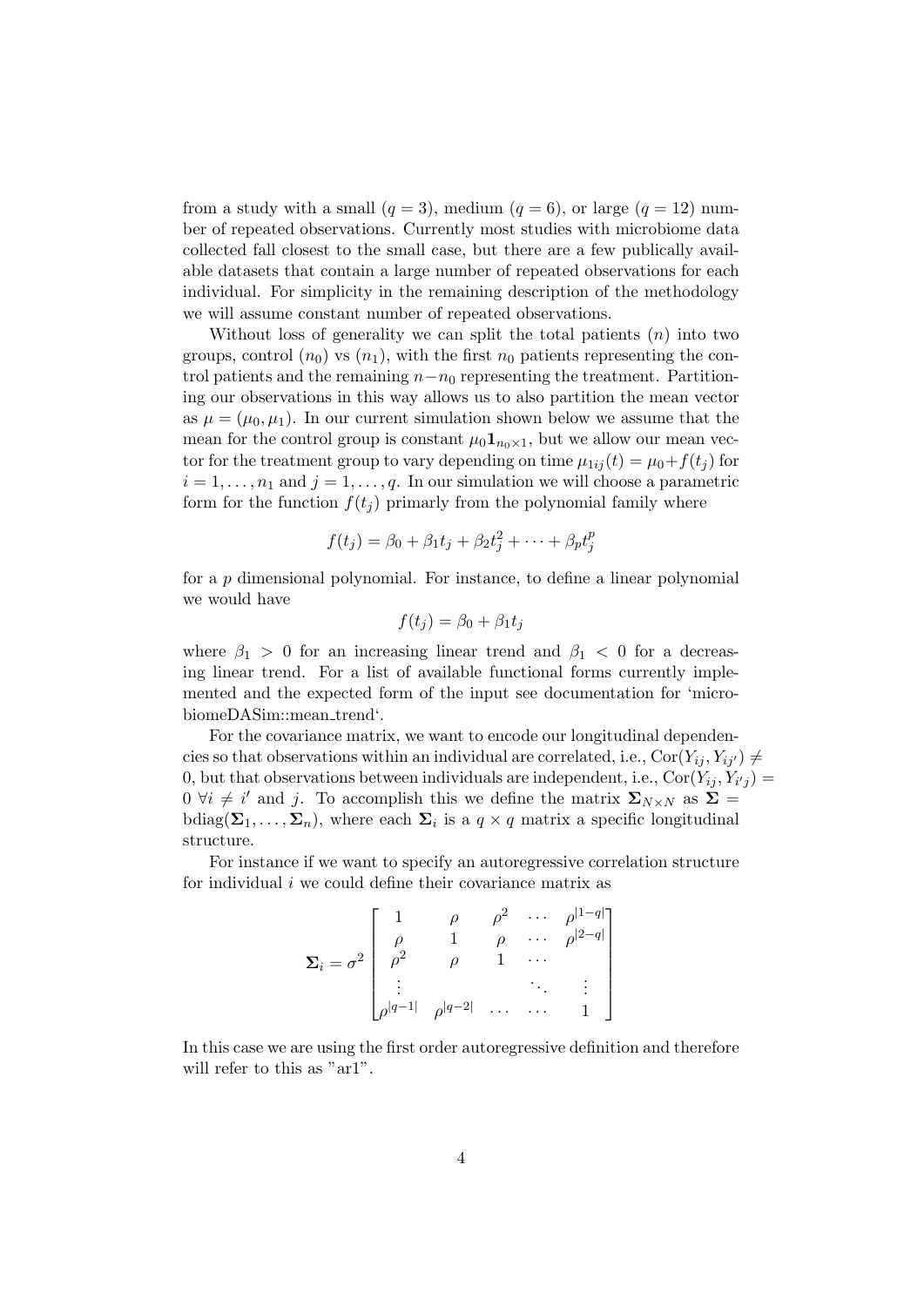from a study with a small ($q = 3$), medium ($q = 6$), or large ($q = 12$) number of repeated observations. Currently most studies with microbiome data collected fall closest to the small case, but there are a few publically available datasets that contain a large number of repeated observations for each individual. For simplicity in the remaining description of the methodology we will assume constant number of repeated observations.

Without loss of generality we can split the total patients ($n$) into two groups, control ($n_0$) vs ($n_1$), with the first $n_0$ patients representing the control patients and the remaining $n - n_0$ representing the treatment. Partitioning our observations in this way allows us to also partition the mean vector as $\mu = (\mu_0, \mu_1)$. In our current simulation shown below we assume that the mean for the control group is constant $\mu_0 \mathbf{1}_{n_0 \times 1}$, but we allow our mean vector for the treatment group to vary depending on time $\mu_{1ij}(t) = \mu_0 + f(t_j)$ for $i = 1, \ldots, n_1$ and $j = 1, \ldots, q$. In our simulation we will choose a parametric form for the function $f(t_j)$ primarly from the polynomial family where

$$f(t_j) = \beta_0 + \beta_1 t_j + \beta_2 t_j^2 + \cdots + \beta_p t_j^p$$

for a $p$ dimensional polynomial. For instance, to define a linear polynomial we would have

$$f(t_j) = \beta_0 + \beta_1 t_j$$

where $\beta_1 > 0$ for an increasing linear trend and $\beta_1 < 0$ for a decreasing linear trend. For a list of available functional forms currently implemented and the expected form of the input see documentation for 'microbiomeDASim::mean_trend'.

For the covariance matrix, we want to encode our longitudinal dependencies so that observations within an individual are correlated, i.e., $\mathrm{Cor}(Y_{ij}, Y_{ij'}) \neq 0$, but that observations between individuals are independent, i.e., $\mathrm{Cor}(Y_{ij}, Y_{i'j}) = 0 \; \forall i \neq i'$ and $j$. To accomplish this we define the matrix $\mathbf{\Sigma}_{N \times N}$ as $\mathbf{\Sigma} = \mathrm{bdiag}(\mathbf{\Sigma}_1, \ldots, \mathbf{\Sigma}_n)$, where each $\mathbf{\Sigma}_i$ is a $q \times q$ matrix a specific longitudinal structure.

For instance if we want to specify an autoregressive correlation structure for individual $i$ we could define their covariance matrix as

$$\mathbf{\Sigma}_i = \sigma^2 \begin{bmatrix} 1 & \rho & \rho^2 & \cdots & \rho^{|1-q|} \\ \rho & 1 & \rho & \cdots & \rho^{|2-q|} \\ \rho^2 & \rho & 1 & \cdots & \\ \vdots & & & \ddots & \vdots \\ \rho^{|q-1|} & \rho^{|q-2|} & \cdots & \cdots & 1 \end{bmatrix}$$

In this case we are using the first order autoregressive definition and therefore will refer to this as "ar1".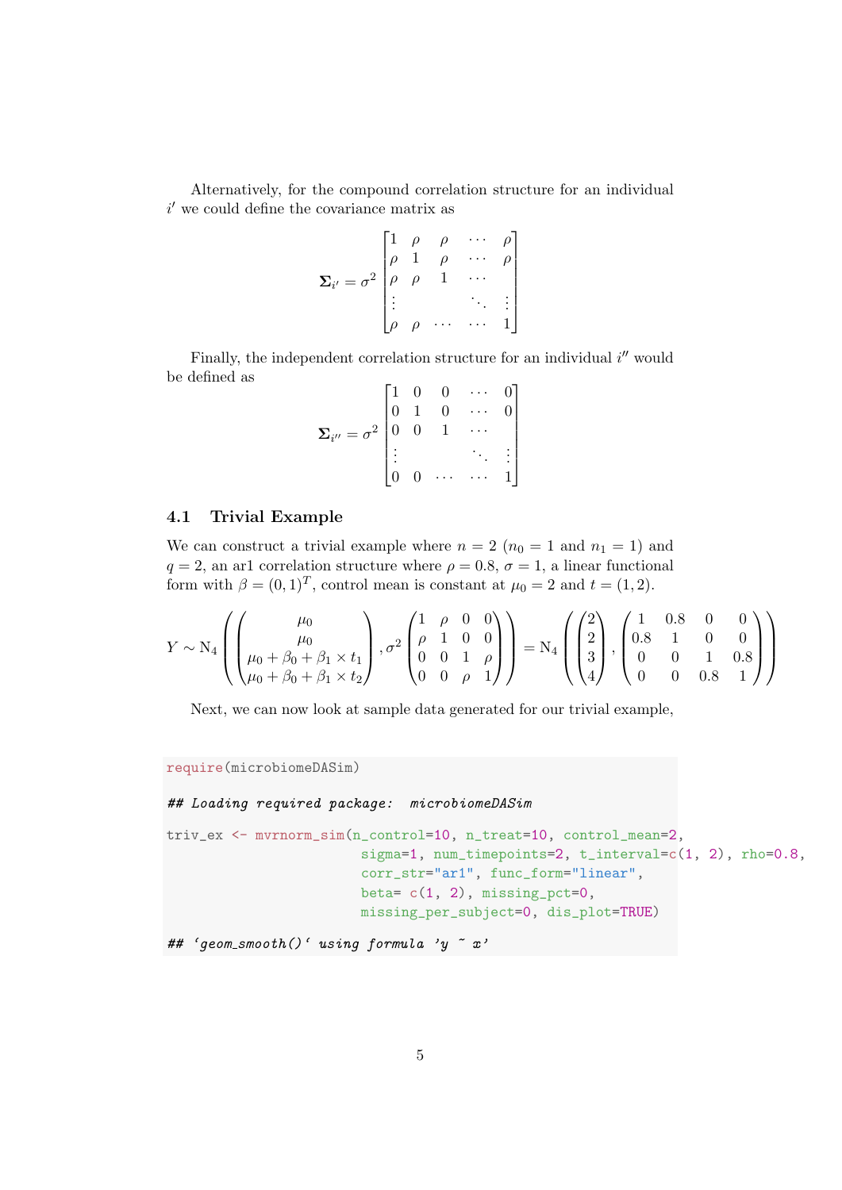Alternatively, for the compound correlation structure for an individual $i'$ we could define the covariance matrix as

$$\mathbf{\Sigma}_{i'} = \sigma^2 \begin{bmatrix} 1 & \rho & \rho & \cdots & \rho \\ \rho & 1 & \rho & \cdots & \rho \\ \rho & \rho & 1 & \cdots & \\ \vdots & & & \ddots & \vdots \\ \rho & \rho & \cdots & \cdots & 1 \end{bmatrix}$$

Finally, the independent correlation structure for an individual $i''$ would be defined as

$$\mathbf{\Sigma}_{i''} = \sigma^2 \begin{bmatrix} 1 & 0 & 0 & \cdots & 0 \\ 0 & 1 & 0 & \cdots & 0 \\ 0 & 0 & 1 & \cdots & \\ \vdots & & & \ddots & \vdots \\ 0 & 0 & \cdots & \cdots & 1 \end{bmatrix}$$

### 4.1 Trivial Example

We can construct a trivial example where $n = 2$ ($n_0 = 1$ and $n_1 = 1$) and $q = 2$, an ar1 correlation structure where $\rho = 0.8$, $\sigma = 1$, a linear functional form with $\beta = (0, 1)^T$, control mean is constant at $\mu_0 = 2$ and $t = (1, 2)$.

$$Y \sim \mathrm{N}_4 \left( \begin{pmatrix} \mu_0 \\ \mu_0 \\ \mu_0 + \beta_0 + \beta_1 \times t_1 \\ \mu_0 + \beta_0 + \beta_1 \times t_2 \end{pmatrix}, \sigma^2 \begin{pmatrix} 1 & \rho & 0 & 0 \\ \rho & 1 & 0 & 0 \\ 0 & 0 & 1 & \rho \\ 0 & 0 & \rho & 1 \end{pmatrix} \right) = \mathrm{N}_4 \left( \begin{pmatrix} 2 \\ 2 \\ 3 \\ 4 \end{pmatrix}, \begin{pmatrix} 1 & 0.8 & 0 & 0 \\ 0.8 & 1 & 0 & 0 \\ 0 & 0 & 1 & 0.8 \\ 0 & 0 & 0.8 & 1 \end{pmatrix} \right)$$

Next, we can now look at sample data generated for our trivial example,

```
require(microbiomeDASim)

## Loading required package:  microbiomeDASim

triv_ex <- mvrnorm_sim(n_control=10, n_treat=10, control_mean=2,
                       sigma=1, num_timepoints=2, t_interval=c(1, 2), rho=0.8,
                       corr_str="ar1", func_form="linear",
                       beta= c(1, 2), missing_pct=0,
                       missing_per_subject=0, dis_plot=TRUE)

## `geom_smooth()` using formula 'y ~ x'
```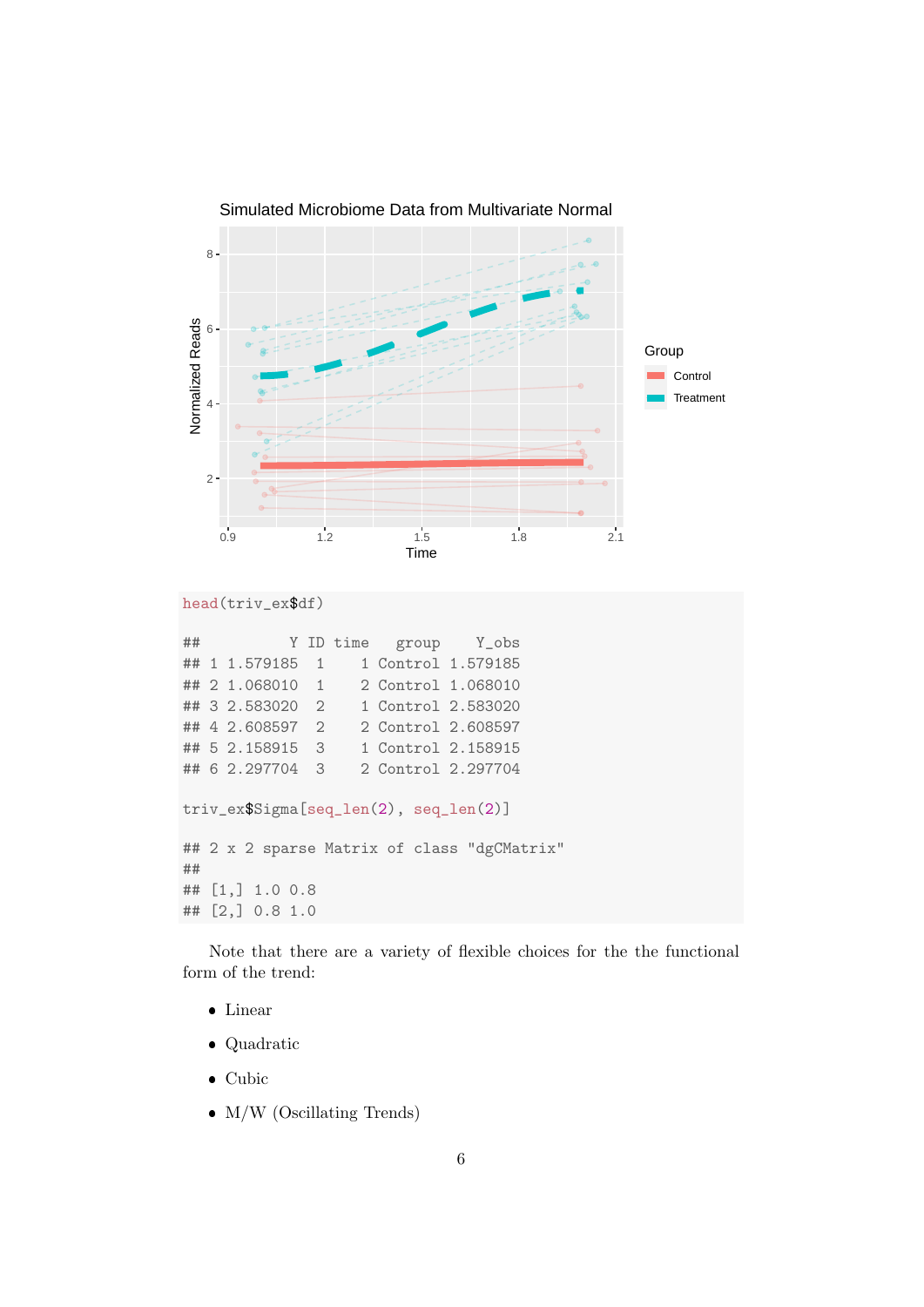```r
head(triv_ex$df)
```

```
##          Y ID time   group    Y_obs
## 1 1.579185  1    1 Control 1.579185
## 2 1.068010  1    2 Control 1.068010
## 3 2.583020  2    1 Control 2.583020
## 4 2.608597  2    2 Control 2.608597
## 5 2.158915  3    1 Control 2.158915
## 6 2.297704  3    2 Control 2.297704
```

```r
triv_ex$Sigma[seq_len(2), seq_len(2)]
```

```
## 2 x 2 sparse Matrix of class "dgCMatrix"
##
## [1,] 1.0 0.8
## [2,] 0.8 1.0
```

Note that there are a variety of flexible choices for the the functional form of the trend:

- Linear
- Quadratic
- Cubic
- M/W (Oscillating Trends)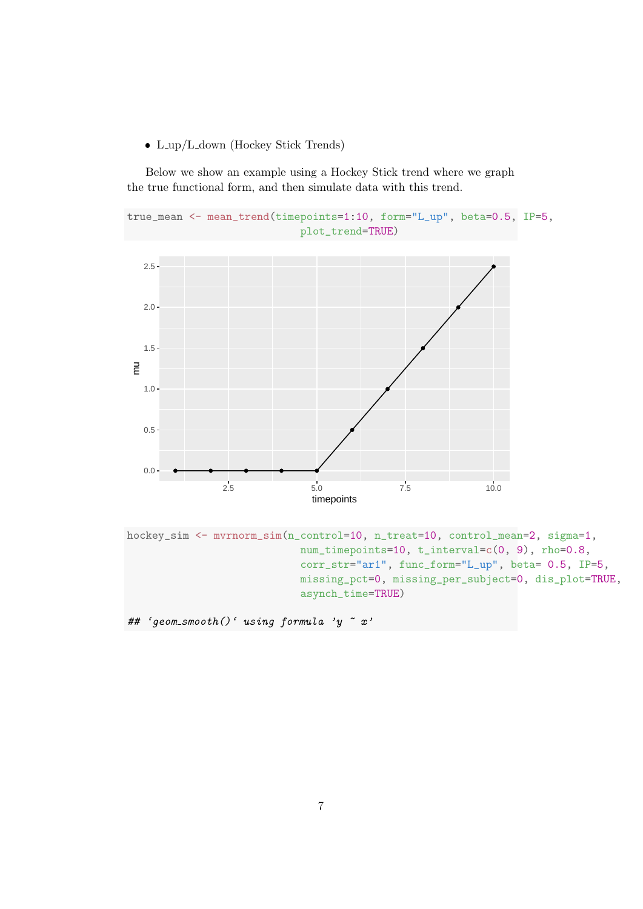- L_up/L_down (Hockey Stick Trends)

Below we show an example using a Hockey Stick trend where we graph the true functional form, and then simulate data with this trend.

```
true_mean <- mean_trend(timepoints=1:10, form="L_up", beta=0.5, IP=5,
                        plot_trend=TRUE)
```

```
hockey_sim <- mvrnorm_sim(n_control=10, n_treat=10, control_mean=2, sigma=1,
                          num_timepoints=10, t_interval=c(0, 9), rho=0.8,
                          corr_str="ar1", func_form="L_up", beta= 0.5, IP=5,
                          missing_pct=0, missing_per_subject=0, dis_plot=TRUE,
                          asynch_time=TRUE)

## `geom_smooth()` using formula 'y ~ x'
```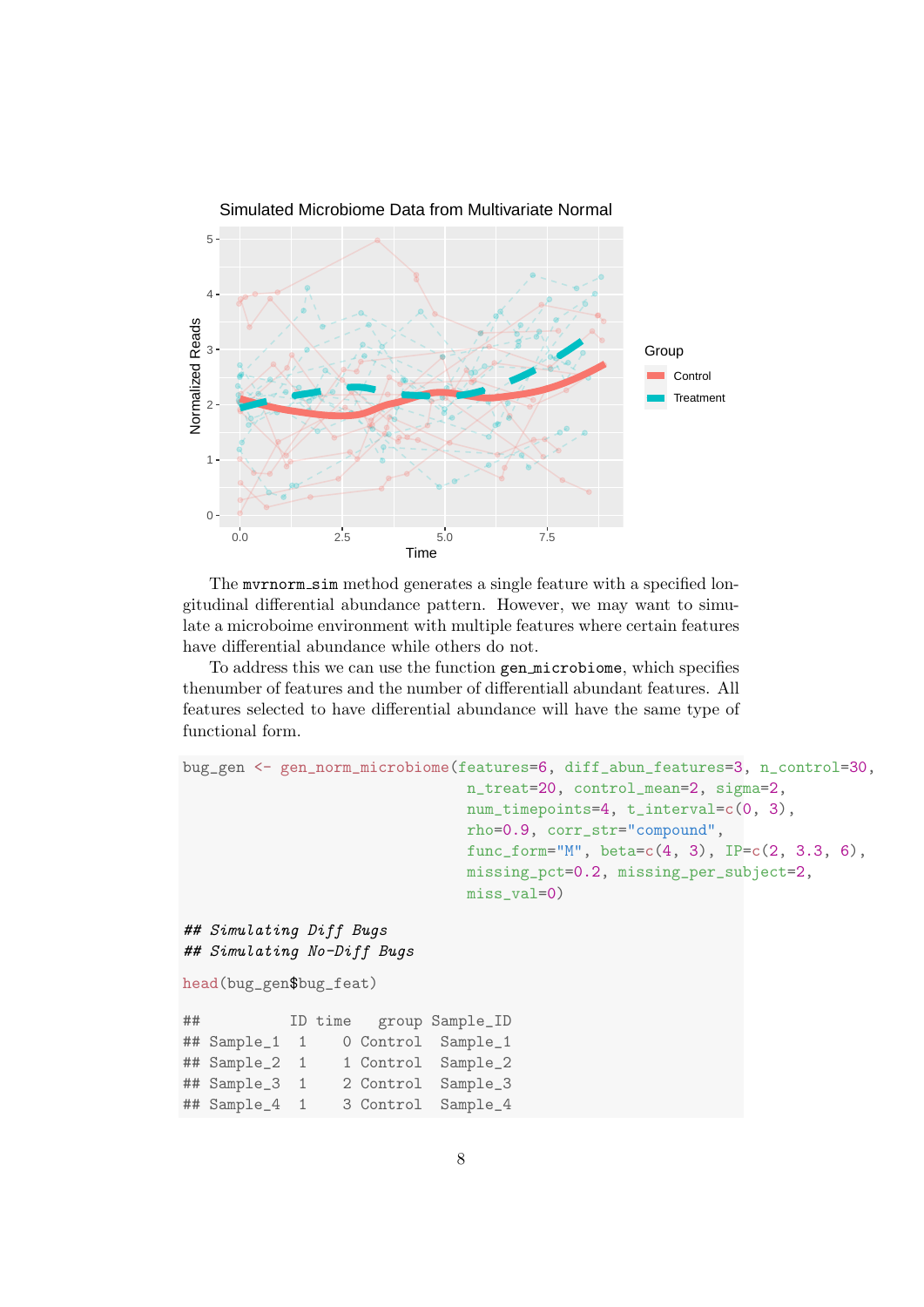The `mvrnorm_sim` method generates a single feature with a specified longitudinal differential abundance pattern. However, we may want to simulate a microboime environment with multiple features where certain features have differential abundance while others do not.

To address this we can use the function `gen_microbiome`, which specifies thenumber of features and the number of differentiall abundant features. All features selected to have differential abundance will have the same type of functional form.

```
bug_gen <- gen_norm_microbiome(features=6, diff_abun_features=3, n_control=30,
                               n_treat=20, control_mean=2, sigma=2,
                               num_timepoints=4, t_interval=c(0, 3),
                               rho=0.9, corr_str="compound",
                               func_form="M", beta=c(4, 3), IP=c(2, 3.3, 6),
                               missing_pct=0.2, missing_per_subject=2,
                               miss_val=0)

## Simulating Diff Bugs
## Simulating No-Diff Bugs

head(bug_gen$bug_feat)

##          ID time   group Sample_ID
## Sample_1  1    0 Control  Sample_1
## Sample_2  1    1 Control  Sample_2
## Sample_3  1    2 Control  Sample_3
## Sample_4  1    3 Control  Sample_4
```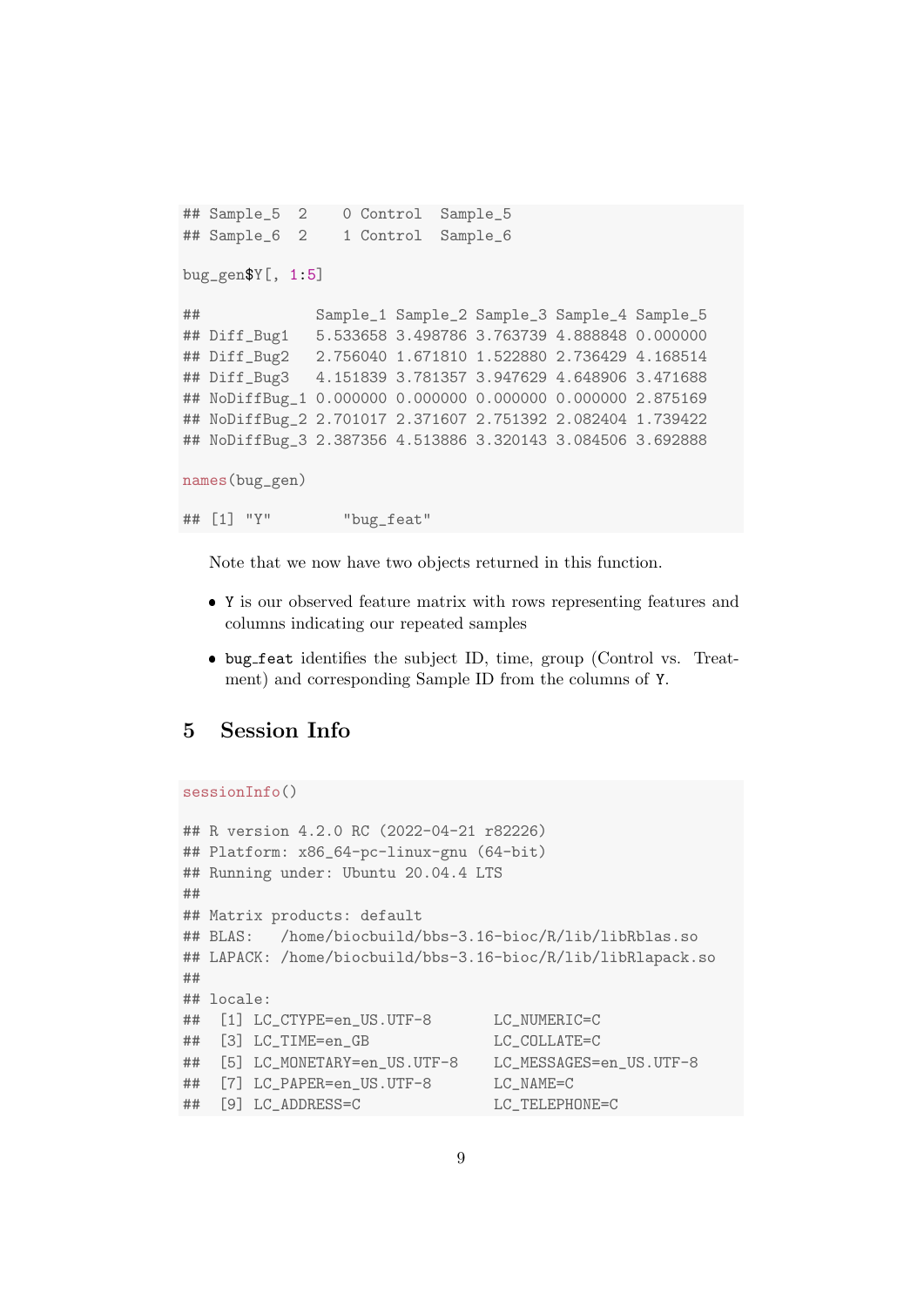```
## Sample_5  2    0 Control  Sample_5
## Sample_6  2    1 Control  Sample_6
```

```r
bug_gen$Y[, 1:5]
```

```
##             Sample_1 Sample_2 Sample_3 Sample_4 Sample_5
## Diff_Bug1   5.533658 3.498786 3.763739 4.888848 0.000000
## Diff_Bug2   2.756040 1.671810 1.522880 2.736429 4.168514
## Diff_Bug3   4.151839 3.781357 3.947629 4.648906 3.471688
## NoDiffBug_1 0.000000 0.000000 0.000000 0.000000 2.875169
## NoDiffBug_2 2.701017 2.371607 2.751392 2.082404 1.739422
## NoDiffBug_3 2.387356 4.513886 3.320143 3.084506 3.692888
```

```r
names(bug_gen)
```

```
## [1] "Y"        "bug_feat"
```

Note that we now have two objects returned in this function.

- `Y` is our observed feature matrix with rows representing features and columns indicating our repeated samples
- `bug_feat` identifies the subject ID, time, group (Control vs. Treatment) and corresponding Sample ID from the columns of `Y`.

# 5 Session Info

```r
sessionInfo()
```

```
## R version 4.2.0 RC (2022-04-21 r82226)
## Platform: x86_64-pc-linux-gnu (64-bit)
## Running under: Ubuntu 20.04.4 LTS
##
## Matrix products: default
## BLAS:   /home/biocbuild/bbs-3.16-bioc/R/lib/libRblas.so
## LAPACK: /home/biocbuild/bbs-3.16-bioc/R/lib/libRlapack.so
##
## locale:
##  [1] LC_CTYPE=en_US.UTF-8       LC_NUMERIC=C
##  [3] LC_TIME=en_GB              LC_COLLATE=C
##  [5] LC_MONETARY=en_US.UTF-8    LC_MESSAGES=en_US.UTF-8
##  [7] LC_PAPER=en_US.UTF-8       LC_NAME=C
##  [9] LC_ADDRESS=C               LC_TELEPHONE=C
```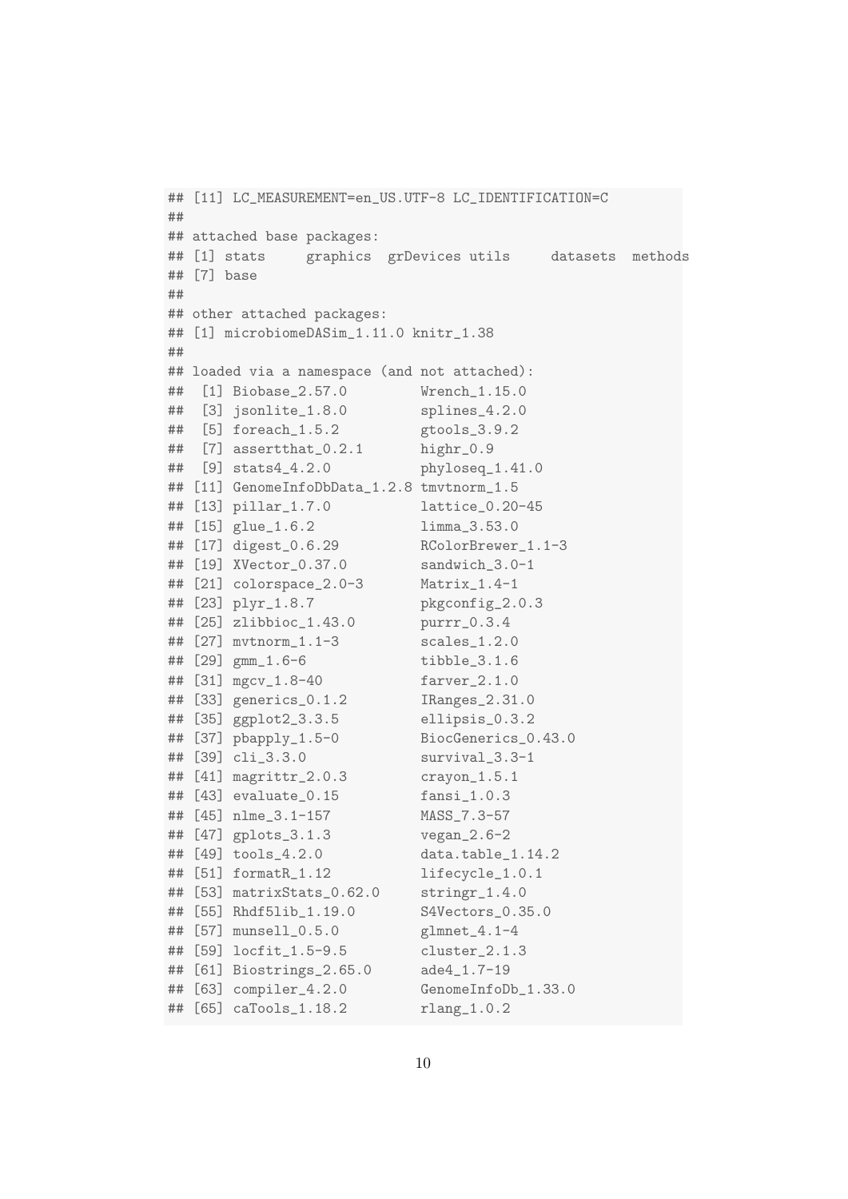```
## [11] LC_MEASUREMENT=en_US.UTF-8 LC_IDENTIFICATION=C
##
## attached base packages:
## [1] stats     graphics  grDevices utils     datasets  methods
## [7] base
##
## other attached packages:
## [1] microbiomeDASim_1.11.0 knitr_1.38
##
## loaded via a namespace (and not attached):
##  [1] Biobase_2.57.0         Wrench_1.15.0
##  [3] jsonlite_1.8.0         splines_4.2.0
##  [5] foreach_1.5.2          gtools_3.9.2
##  [7] assertthat_0.2.1       highr_0.9
##  [9] stats4_4.2.0           phyloseq_1.41.0
## [11] GenomeInfoDbData_1.2.8 tmvtnorm_1.5
## [13] pillar_1.7.0           lattice_0.20-45
## [15] glue_1.6.2             limma_3.53.0
## [17] digest_0.6.29          RColorBrewer_1.1-3
## [19] XVector_0.37.0         sandwich_3.0-1
## [21] colorspace_2.0-3       Matrix_1.4-1
## [23] plyr_1.8.7             pkgconfig_2.0.3
## [25] zlibbioc_1.43.0        purrr_0.3.4
## [27] mvtnorm_1.1-3          scales_1.2.0
## [29] gmm_1.6-6              tibble_3.1.6
## [31] mgcv_1.8-40            farver_2.1.0
## [33] generics_0.1.2         IRanges_2.31.0
## [35] ggplot2_3.3.5          ellipsis_0.3.2
## [37] pbapply_1.5-0          BiocGenerics_0.43.0
## [39] cli_3.3.0              survival_3.3-1
## [41] magrittr_2.0.3         crayon_1.5.1
## [43] evaluate_0.15          fansi_1.0.3
## [45] nlme_3.1-157           MASS_7.3-57
## [47] gplots_3.1.3           vegan_2.6-2
## [49] tools_4.2.0            data.table_1.14.2
## [51] formatR_1.12           lifecycle_1.0.1
## [53] matrixStats_0.62.0     stringr_1.4.0
## [55] Rhdf5lib_1.19.0        S4Vectors_0.35.0
## [57] munsell_0.5.0          glmnet_4.1-4
## [59] locfit_1.5-9.5         cluster_2.1.3
## [61] Biostrings_2.65.0      ade4_1.7-19
## [63] compiler_4.2.0         GenomeInfoDb_1.33.0
## [65] caTools_1.18.2         rlang_1.0.2
```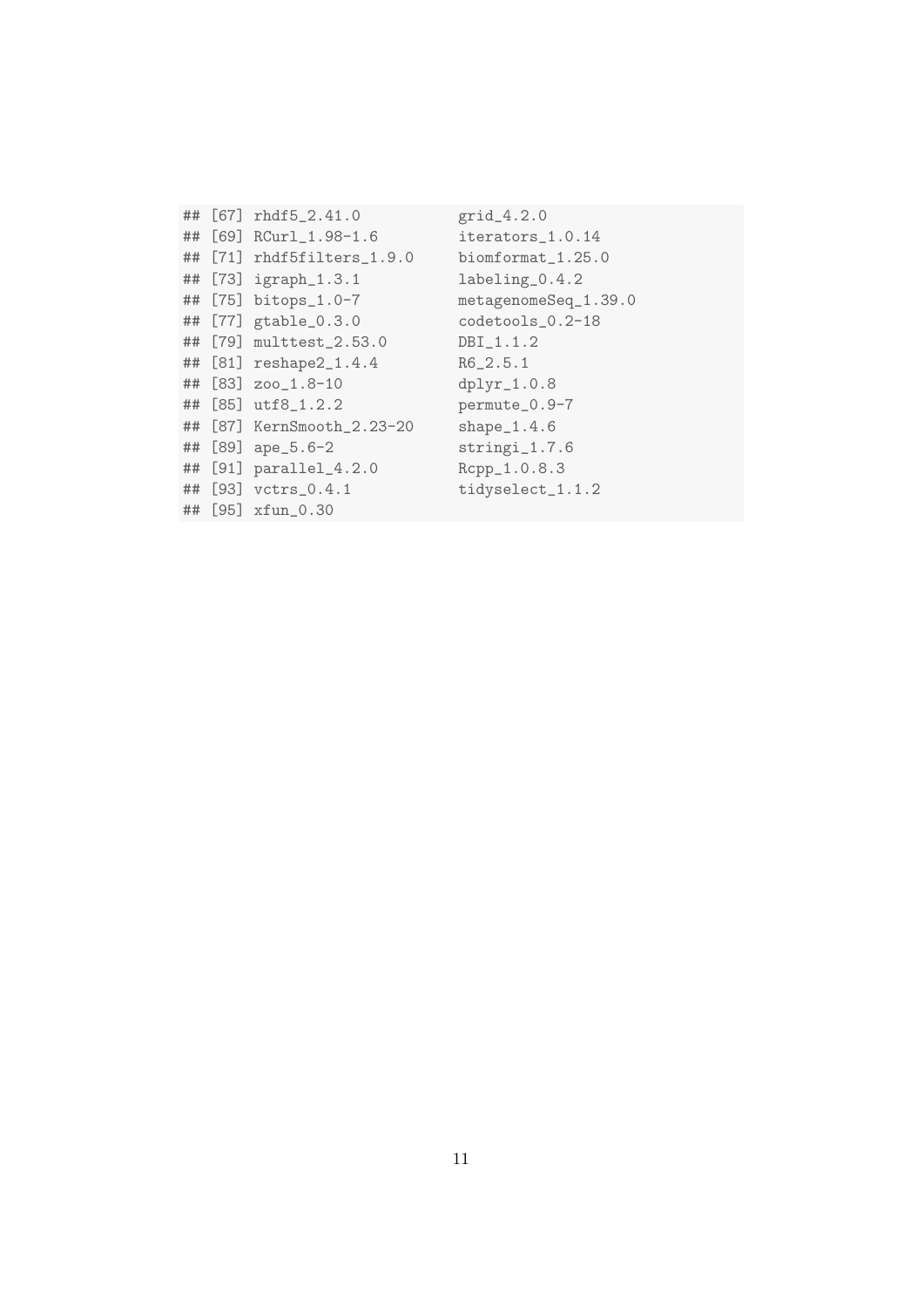```
## [67] rhdf5_2.41.0           grid_4.2.0
## [69] RCurl_1.98-1.6         iterators_1.0.14
## [71] rhdf5filters_1.9.0     biomformat_1.25.0
## [73] igraph_1.3.1           labeling_0.4.2
## [75] bitops_1.0-7           metagenomeSeq_1.39.0
## [77] gtable_0.3.0           codetools_0.2-18
## [79] multtest_2.53.0        DBI_1.1.2
## [81] reshape2_1.4.4         R6_2.5.1
## [83] zoo_1.8-10             dplyr_1.0.8
## [85] utf8_1.2.2             permute_0.9-7
## [87] KernSmooth_2.23-20     shape_1.4.6
## [89] ape_5.6-2              stringi_1.7.6
## [91] parallel_4.2.0         Rcpp_1.0.8.3
## [93] vctrs_0.4.1            tidyselect_1.1.2
## [95] xfun_0.30
```